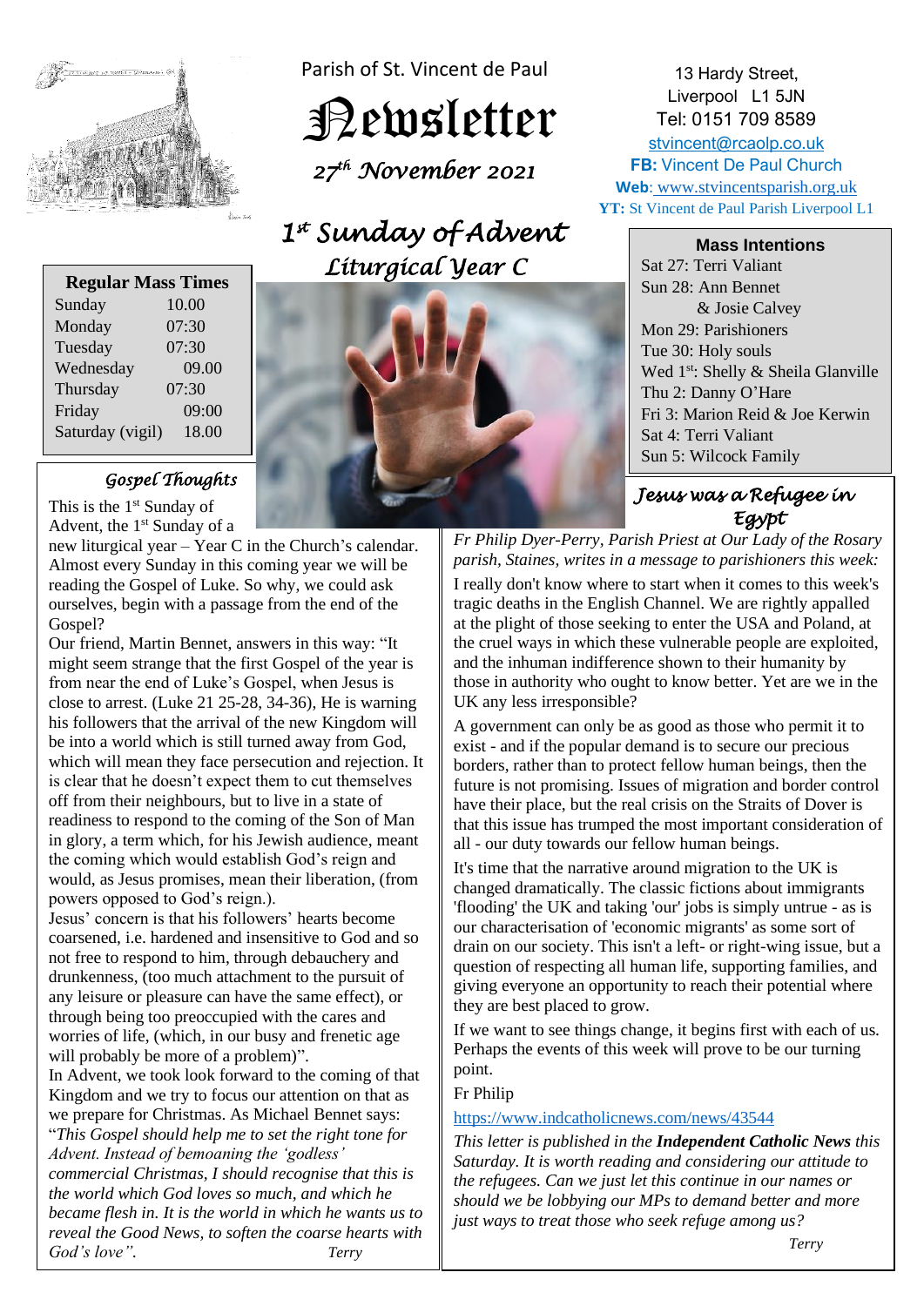Parish of St. Vincent de Paul

# Newsletter

*27th November 2021*

13 Hardy Street,
Liverpool L1 5JN
Tel: 0151 709 8589
stvincent@rcaolp.co.uk
**FB:** Vincent De Paul Church
**Web**: www.stvincentsparish.org.uk
**YT:** St Vincent de Paul Parish Liverpool L1

## *1st Sunday of Advent*
## *Liturgical Year C*

| Regular Mass Times | |
|---|---|
| Sunday | 10.00 |
| Monday | 07:30 |
| Tuesday | 07:30 |
| Wednesday | 09.00 |
| Thursday | 07:30 |
| Friday | 09:00 |
| Saturday (vigil) | 18.00 |

**Mass Intentions**

Sat 27: Terri Valiant
Sun 28: Ann Bennet & Josie Calvey
Mon 29: Parishioners
Tue 30: Holy souls
Wed 1st: Shelly & Sheila Glanville
Thu 2: Danny O'Hare
Fri 3: Marion Reid & Joe Kerwin
Sat 4: Terri Valiant
Sun 5: Wilcock Family

### *Gospel Thoughts*

This is the 1st Sunday of Advent, the 1st Sunday of a new liturgical year – Year C in the Church's calendar. Almost every Sunday in this coming year we will be reading the Gospel of Luke. So why, we could ask ourselves, begin with a passage from the end of the Gospel?

Our friend, Martin Bennet, answers in this way: "It might seem strange that the first Gospel of the year is from near the end of Luke's Gospel, when Jesus is close to arrest. (Luke 21 25-28, 34-36), He is warning his followers that the arrival of the new Kingdom will be into a world which is still turned away from God, which will mean they face persecution and rejection. It is clear that he doesn't expect them to cut themselves off from their neighbours, but to live in a state of readiness to respond to the coming of the Son of Man in glory, a term which, for his Jewish audience, meant the coming which would establish God's reign and would, as Jesus promises, mean their liberation, (from powers opposed to God's reign.).

Jesus' concern is that his followers' hearts become coarsened, i.e. hardened and insensitive to God and so not free to respond to him, through debauchery and drunkenness, (too much attachment to the pursuit of any leisure or pleasure can have the same effect), or through being too preoccupied with the cares and worries of life, (which, in our busy and frenetic age will probably be more of a problem)".

In Advent, we took look forward to the coming of that Kingdom and we try to focus our attention on that as we prepare for Christmas. As Michael Bennet says: "*This Gospel should help me to set the right tone for Advent. Instead of bemoaning the 'godless' commercial Christmas, I should recognise that this is the world which God loves so much, and which he became flesh in. It is the world in which he wants us to reveal the Good News, to soften the coarse hearts with God's love".* *Terry*

### *Jesus was a Refugee in Egypt*

*Fr Philip Dyer-Perry, Parish Priest at Our Lady of the Rosary parish, Staines, writes in a message to parishioners this week:*

I really don't know where to start when it comes to this week's tragic deaths in the English Channel. We are rightly appalled at the plight of those seeking to enter the USA and Poland, at the cruel ways in which these vulnerable people are exploited, and the inhuman indifference shown to their humanity by those in authority who ought to know better. Yet are we in the UK any less irresponsible?

A government can only be as good as those who permit it to exist - and if the popular demand is to secure our precious borders, rather than to protect fellow human beings, then the future is not promising. Issues of migration and border control have their place, but the real crisis on the Straits of Dover is that this issue has trumped the most important consideration of all - our duty towards our fellow human beings.

It's time that the narrative around migration to the UK is changed dramatically. The classic fictions about immigrants 'flooding' the UK and taking 'our' jobs is simply untrue - as is our characterisation of 'economic migrants' as some sort of drain on our society. This isn't a left- or right-wing issue, but a question of respecting all human life, supporting families, and giving everyone an opportunity to reach their potential where they are best placed to grow.

If we want to see things change, it begins first with each of us. Perhaps the events of this week will prove to be our turning point.

Fr Philip

https://www.indcatholicnews.com/news/43544

*This letter is published in the **Independent Catholic News** this Saturday. It is worth reading and considering our attitude to the refugees. Can we just let this continue in our names or should we be lobbying our MPs to demand better and more just ways to treat those who seek refuge among us?*

*Terry*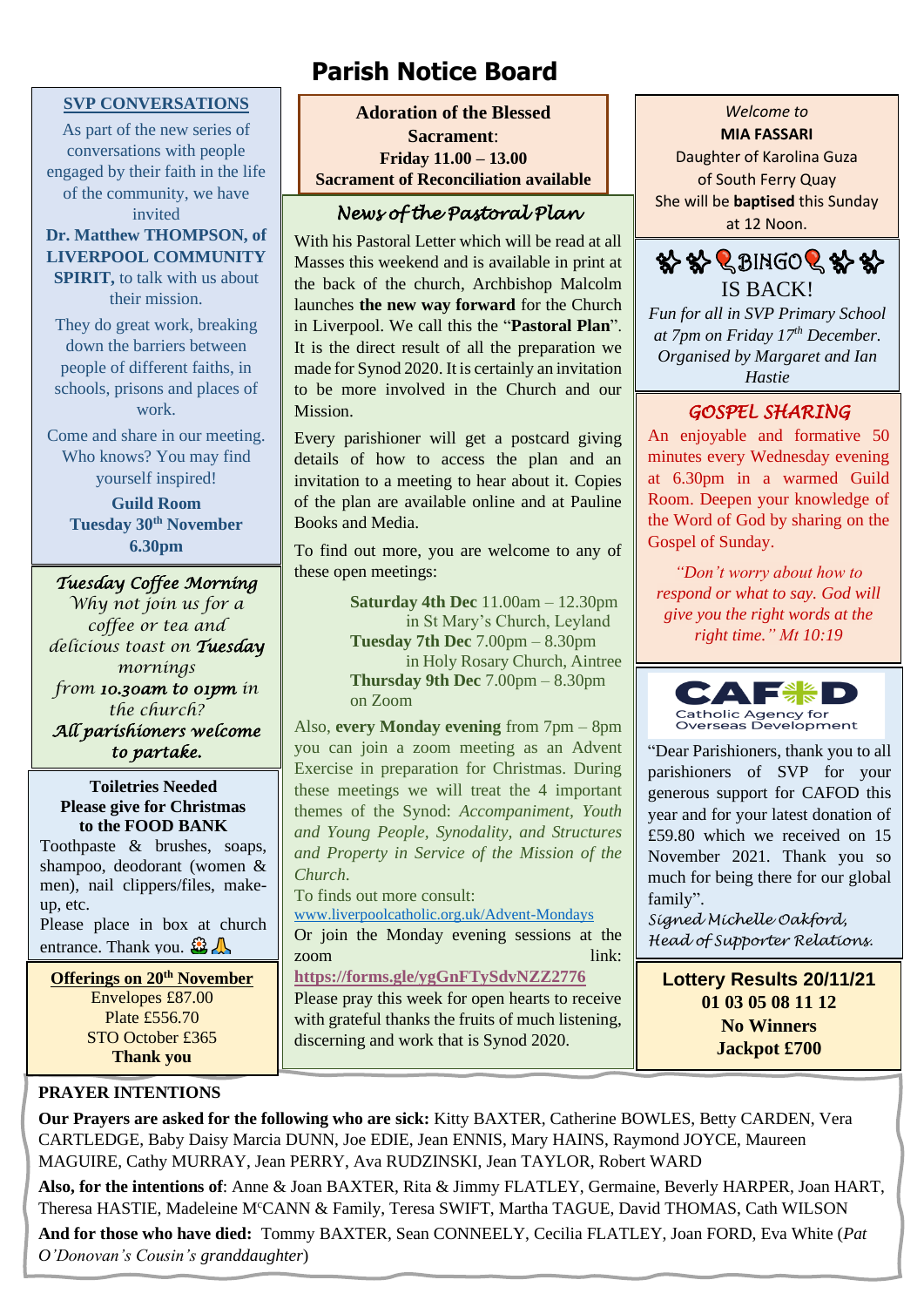# Parish Notice Board

## SVP CONVERSATIONS

As part of the new series of conversations with people engaged by their faith in the life of the community, we have invited

**Dr. Matthew THOMPSON, of LIVERPOOL COMMUNITY SPIRIT,** to talk with us about their mission.

They do great work, breaking down the barriers between people of different faiths, in schools, prisons and places of work.

Come and share in our meeting. Who knows? You may find yourself inspired!

**Guild Room**
**Tuesday 30th November**
**6.30pm**

## Tuesday Coffee Morning

*Why not join us for a coffee or tea and delicious toast on **Tuesday** mornings from **10.30am to 01pm** in the church?*

***All parishioners welcome to partake.***

## Toiletries Needed

**Please give for Christmas to the FOOD BANK**

Toothpaste & brushes, soaps, shampoo, deodorant (women & men), nail clippers/files, make-up, etc.

Please place in box at church entrance. Thank you. 🌼🙏

## Offerings on 20th November

Envelopes £87.00
Plate £556.70
STO October £365
**Thank you**

## Adoration of the Blessed Sacrament:

**Friday 11.00 – 13.00**
**Sacrament of Reconciliation available**

## News of the Pastoral Plan

With his Pastoral Letter which will be read at all Masses this weekend and is available in print at the back of the church, Archbishop Malcolm launches **the new way forward** for the Church in Liverpool. We call this the "**Pastoral Plan**". It is the direct result of all the preparation we made for Synod 2020. It is certainly an invitation to be more involved in the Church and our Mission.

Every parishioner will get a postcard giving details of how to access the plan and an invitation to a meeting to hear about it. Copies of the plan are available online and at Pauline Books and Media.

To find out more, you are welcome to any of these open meetings:

**Saturday 4th Dec** 11.00am – 12.30pm in St Mary's Church, Leyland
**Tuesday 7th Dec** 7.00pm – 8.30pm in Holy Rosary Church, Aintree
**Thursday 9th Dec** 7.00pm – 8.30pm on Zoom

Also, **every Monday evening** from 7pm – 8pm you can join a zoom meeting as an Advent Exercise in preparation for Christmas. During these meetings we will treat the 4 important themes of the Synod: *Accompaniment, Youth and Young People, Synodality, and Structures and Property in Service of the Mission of the Church.*

To finds out more consult:
www.liverpoolcatholic.org.uk/Advent-Mondays

Or join the Monday evening sessions at the zoom link:
**https://forms.gle/ygGnFTySdvNZZ2776**

Please pray this week for open hearts to receive with grateful thanks the fruits of much listening, discerning and work that is Synod 2020.

*Welcome to*
**MIA FASSARI**
Daughter of Karolina Guza of South Ferry Quay
She will be **baptised** this Sunday at 12 Noon.

## BINGO IS BACK!

*Fun for all in SVP Primary School at 7pm on Friday 17th December. Organised by Margaret and Ian Hastie*

## GOSPEL SHARING

An enjoyable and formative 50 minutes every Wednesday evening at 6.30pm in a warmed Guild Room. Deepen your knowledge of the Word of God by sharing on the Gospel of Sunday.

*"Don't worry about how to respond or what to say. God will give you the right words at the right time." Mt 10:19*

CAFOD
Catholic Agency for Overseas Development

"Dear Parishioners, thank you to all parishioners of SVP for your generous support for CAFOD this year and for your latest donation of £59.80 which we received on 15 November 2021. Thank you so much for being there for our global family".

*Signed Michelle Oakford, Head of Supporter Relations.*

## Lottery Results 20/11/21

**01 03 05 08 11 12**
**No Winners**
**Jackpot £700**

## PRAYER INTENTIONS

**Our Prayers are asked for the following who are sick:** Kitty BAXTER, Catherine BOWLES, Betty CARDEN, Vera CARTLEDGE, Baby Daisy Marcia DUNN, Joe EDIE, Jean ENNIS, Mary HAINS, Raymond JOYCE, Maureen MAGUIRE, Cathy MURRAY, Jean PERRY, Ava RUDZINSKI, Jean TAYLOR, Robert WARD

**Also, for the intentions of**: Anne & Joan BAXTER, Rita & Jimmy FLATLEY, Germaine, Beverly HARPER, Joan HART, Theresa HASTIE, Madeleine McCANN & Family, Teresa SWIFT, Martha TAGUE, David THOMAS, Cath WILSON

**And for those who have died:** Tommy BAXTER, Sean CONNEELY, Cecilia FLATLEY, Joan FORD, Eva White (*Pat O'Donovan's Cousin's granddaughter*)